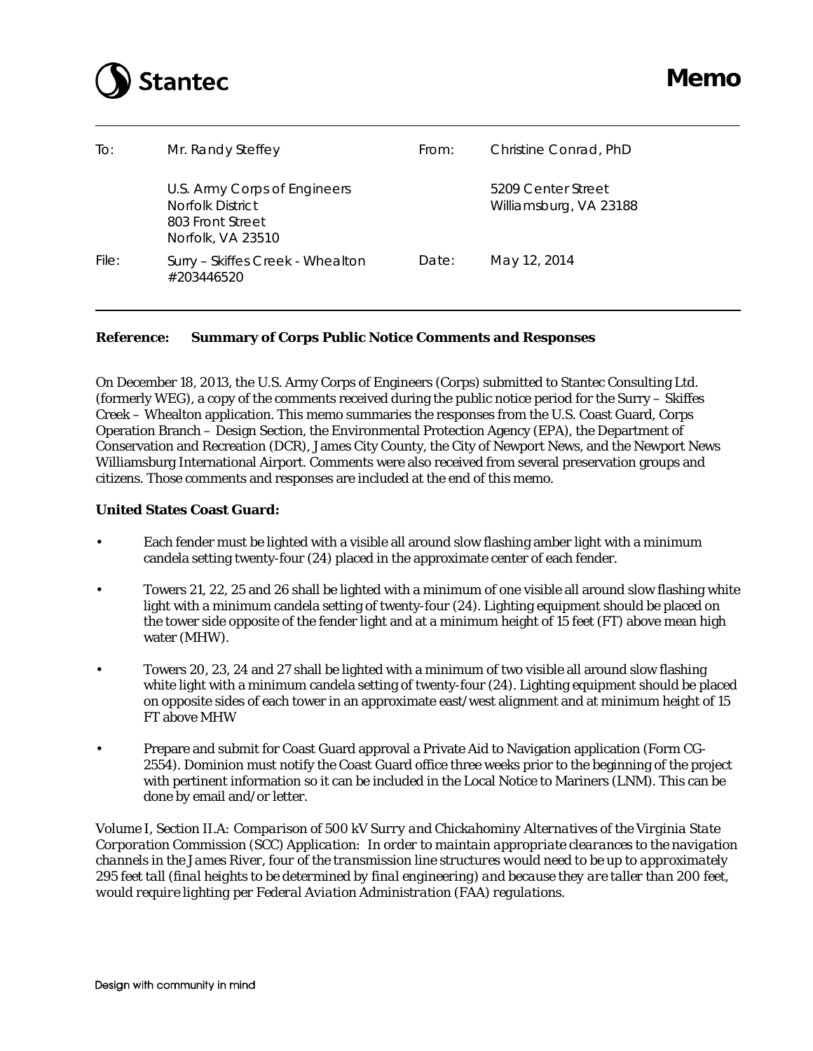Stantec

# Memo

| | | | |
|---|---|---|---|
| To: | Mr. Randy Steffey<br><br>U.S. Army Corps of Engineers<br>Norfolk District<br>803 Front Street<br>Norfolk, VA 23510 | From: | Christine Conrad, PhD<br><br>5209 Center Street<br>Williamsburg, VA 23188 |
| File: | Surry – Skiffes Creek - Whealton<br>#203446520 | Date: | May 12, 2014 |

**Reference: Summary of Corps Public Notice Comments and Responses**

On December 18, 2013, the U.S. Army Corps of Engineers (Corps) submitted to Stantec Consulting Ltd. (formerly WEG), a copy of the comments received during the public notice period for the Surry – Skiffes Creek – Whealton application. This memo summaries the responses from the U.S. Coast Guard, Corps Operation Branch – Design Section, the Environmental Protection Agency (EPA), the Department of Conservation and Recreation (DCR), James City County, the City of Newport News, and the Newport News Williamsburg International Airport. Comments were also received from several preservation groups and citizens. Those comments and responses are included at the end of this memo.

**United States Coast Guard:**

- Each fender must be lighted with a visible all around slow flashing amber light with a minimum candela setting twenty-four (24) placed in the approximate center of each fender.
- Towers 21, 22, 25 and 26 shall be lighted with a minimum of one visible all around slow flashing white light with a minimum candela setting of twenty-four (24). Lighting equipment should be placed on the tower side opposite of the fender light and at a minimum height of 15 feet (FT) above mean high water (MHW).
- Towers 20, 23, 24 and 27 shall be lighted with a minimum of two visible all around slow flashing white light with a minimum candela setting of twenty-four (24). Lighting equipment should be placed on opposite sides of each tower in an approximate east/west alignment and at minimum height of 15 FT above MHW
- Prepare and submit for Coast Guard approval a Private Aid to Navigation application (Form CG-2554). Dominion must notify the Coast Guard office three weeks prior to the beginning of the project with pertinent information so it can be included in the Local Notice to Mariners (LNM). This can be done by email and/or letter.

*Volume I, Section II.A: Comparison of 500 kV Surry and Chickahominy Alternatives of the Virginia State Corporation Commission (SCC) Application: In order to maintain appropriate clearances to the navigation channels in the James River, four of the transmission line structures would need to be up to approximately 295 feet tall (final heights to be determined by final engineering) and because they are taller than 200 feet, would require lighting per Federal Aviation Administration (FAA) regulations.*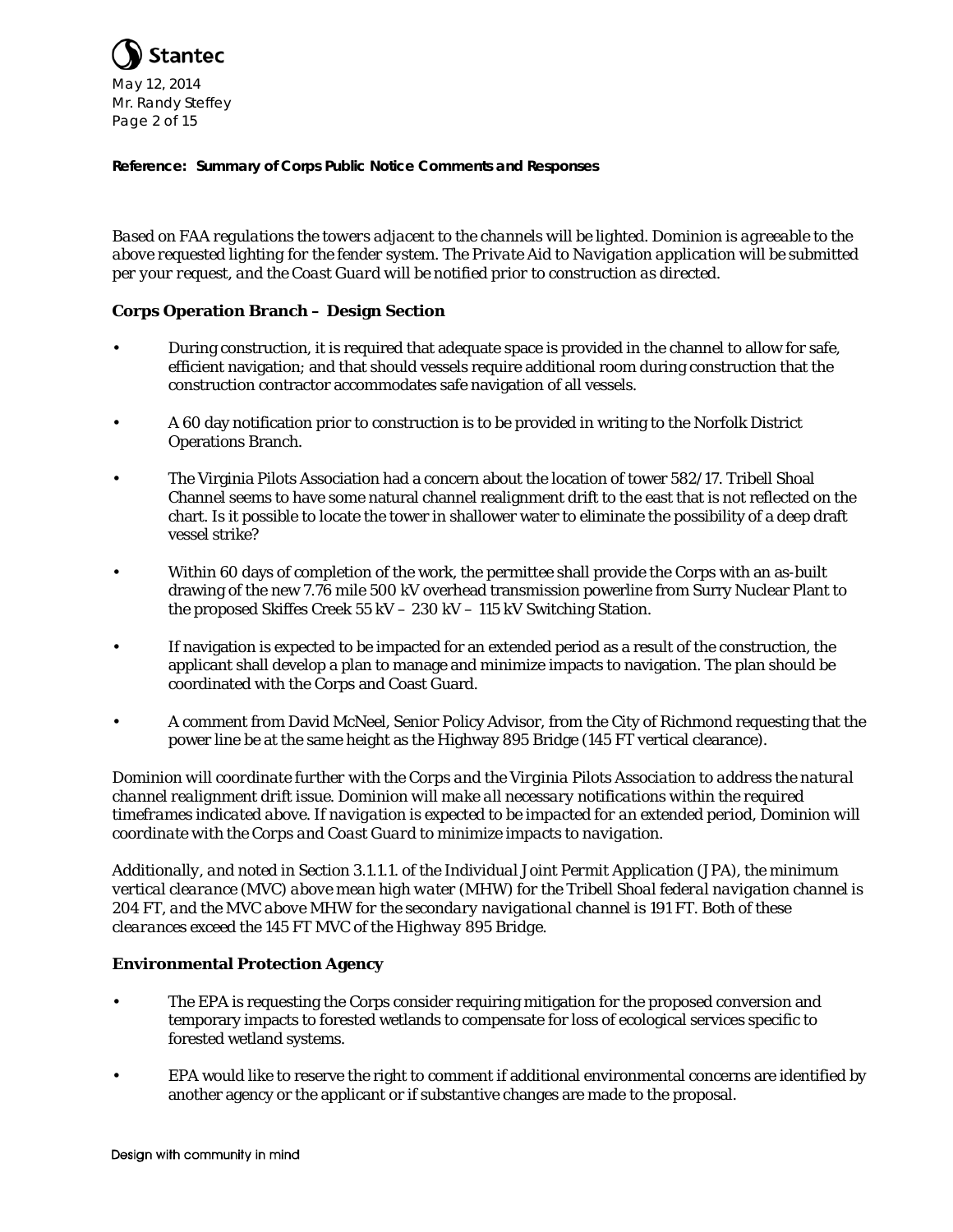**Reference: Summary of Corps Public Notice Comments and Responses**

*Based on FAA regulations the towers adjacent to the channels will be lighted. Dominion is agreeable to the above requested lighting for the fender system. The Private Aid to Navigation application will be submitted per your request, and the Coast Guard will be notified prior to construction as directed.*

### Corps Operation Branch – Design Section

- During construction, it is required that adequate space is provided in the channel to allow for safe, efficient navigation; and that should vessels require additional room during construction that the construction contractor accommodates safe navigation of all vessels.
- A 60 day notification prior to construction is to be provided in writing to the Norfolk District Operations Branch.
- The Virginia Pilots Association had a concern about the location of tower 582/17. Tribell Shoal Channel seems to have some natural channel realignment drift to the east that is not reflected on the chart. Is it possible to locate the tower in shallower water to eliminate the possibility of a deep draft vessel strike?
- Within 60 days of completion of the work, the permittee shall provide the Corps with an as-built drawing of the new 7.76 mile 500 kV overhead transmission powerline from Surry Nuclear Plant to the proposed Skiffes Creek 55 kV – 230 kV – 115 kV Switching Station.
- If navigation is expected to be impacted for an extended period as a result of the construction, the applicant shall develop a plan to manage and minimize impacts to navigation. The plan should be coordinated with the Corps and Coast Guard.
- A comment from David McNeel, Senior Policy Advisor, from the City of Richmond requesting that the power line be at the same height as the Highway 895 Bridge (145 FT vertical clearance).

*Dominion will coordinate further with the Corps and the Virginia Pilots Association to address the natural channel realignment drift issue. Dominion will make all necessary notifications within the required timeframes indicated above. If navigation is expected to be impacted for an extended period, Dominion will coordinate with the Corps and Coast Guard to minimize impacts to navigation.*

*Additionally, and noted in Section 3.1.1.1. of the Individual Joint Permit Application (JPA), the minimum vertical clearance (MVC) above mean high water (MHW) for the Tribell Shoal federal navigation channel is 204 FT, and the MVC above MHW for the secondary navigational channel is 191 FT. Both of these clearances exceed the 145 FT MVC of the Highway 895 Bridge.*

### Environmental Protection Agency

- The EPA is requesting the Corps consider requiring mitigation for the proposed conversion and temporary impacts to forested wetlands to compensate for loss of ecological services specific to forested wetland systems.
- EPA would like to reserve the right to comment if additional environmental concerns are identified by another agency or the applicant or if substantive changes are made to the proposal.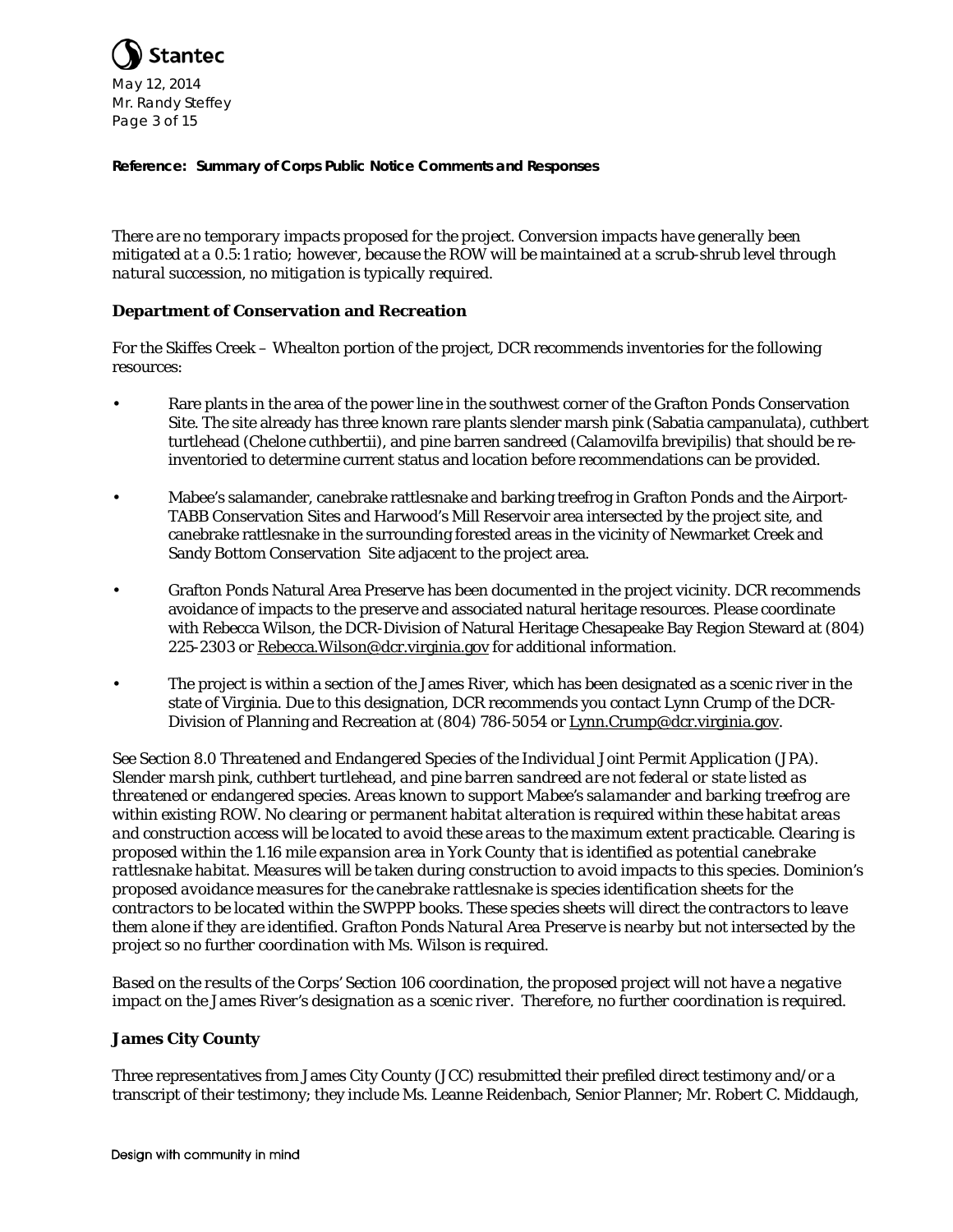**Reference: Summary of Corps Public Notice Comments and Responses**

*There are no temporary impacts proposed for the project. Conversion impacts have generally been mitigated at a 0.5:1 ratio; however, because the ROW will be maintained at a scrub-shrub level through natural succession, no mitigation is typically required.*

### Department of Conservation and Recreation

For the Skiffes Creek – Whealton portion of the project, DCR recommends inventories for the following resources:

- Rare plants in the area of the power line in the southwest corner of the Grafton Ponds Conservation Site. The site already has three known rare plants slender marsh pink (Sabatia campanulata), cuthbert turtlehead (Chelone cuthbertii), and pine barren sandreed (Calamovilfa brevipilis) that should be re-inventoried to determine current status and location before recommendations can be provided.
- Mabee's salamander, canebrake rattlesnake and barking treefrog in Grafton Ponds and the Airport-TABB Conservation Sites and Harwood's Mill Reservoir area intersected by the project site, and canebrake rattlesnake in the surrounding forested areas in the vicinity of Newmarket Creek and Sandy Bottom Conservation Site adjacent to the project area.
- Grafton Ponds Natural Area Preserve has been documented in the project vicinity. DCR recommends avoidance of impacts to the preserve and associated natural heritage resources. Please coordinate with Rebecca Wilson, the DCR-Division of Natural Heritage Chesapeake Bay Region Steward at (804) 225-2303 or Rebecca.Wilson@dcr.virginia.gov for additional information.
- The project is within a section of the James River, which has been designated as a scenic river in the state of Virginia. Due to this designation, DCR recommends you contact Lynn Crump of the DCR-Division of Planning and Recreation at (804) 786-5054 or Lynn.Crump@dcr.virginia.gov.

*See Section 8.0 Threatened and Endangered Species of the Individual Joint Permit Application (JPA). Slender marsh pink, cuthbert turtlehead, and pine barren sandreed are not federal or state listed as threatened or endangered species. Areas known to support Mabee's salamander and barking treefrog are within existing ROW. No clearing or permanent habitat alteration is required within these habitat areas and construction access will be located to avoid these areas to the maximum extent practicable. Clearing is proposed within the 1.16 mile expansion area in York County that is identified as potential canebrake rattlesnake habitat. Measures will be taken during construction to avoid impacts to this species. Dominion's proposed avoidance measures for the canebrake rattlesnake is species identification sheets for the contractors to be located within the SWPPP books. These species sheets will direct the contractors to leave them alone if they are identified. Grafton Ponds Natural Area Preserve is nearby but not intersected by the project so no further coordination with Ms. Wilson is required.*

*Based on the results of the Corps' Section 106 coordination, the proposed project will not have a negative impact on the James River's designation as a scenic river. Therefore, no further coordination is required.*

### James City County

Three representatives from James City County (JCC) resubmitted their prefiled direct testimony and/or a transcript of their testimony; they include Ms. Leanne Reidenbach, Senior Planner; Mr. Robert C. Middaugh,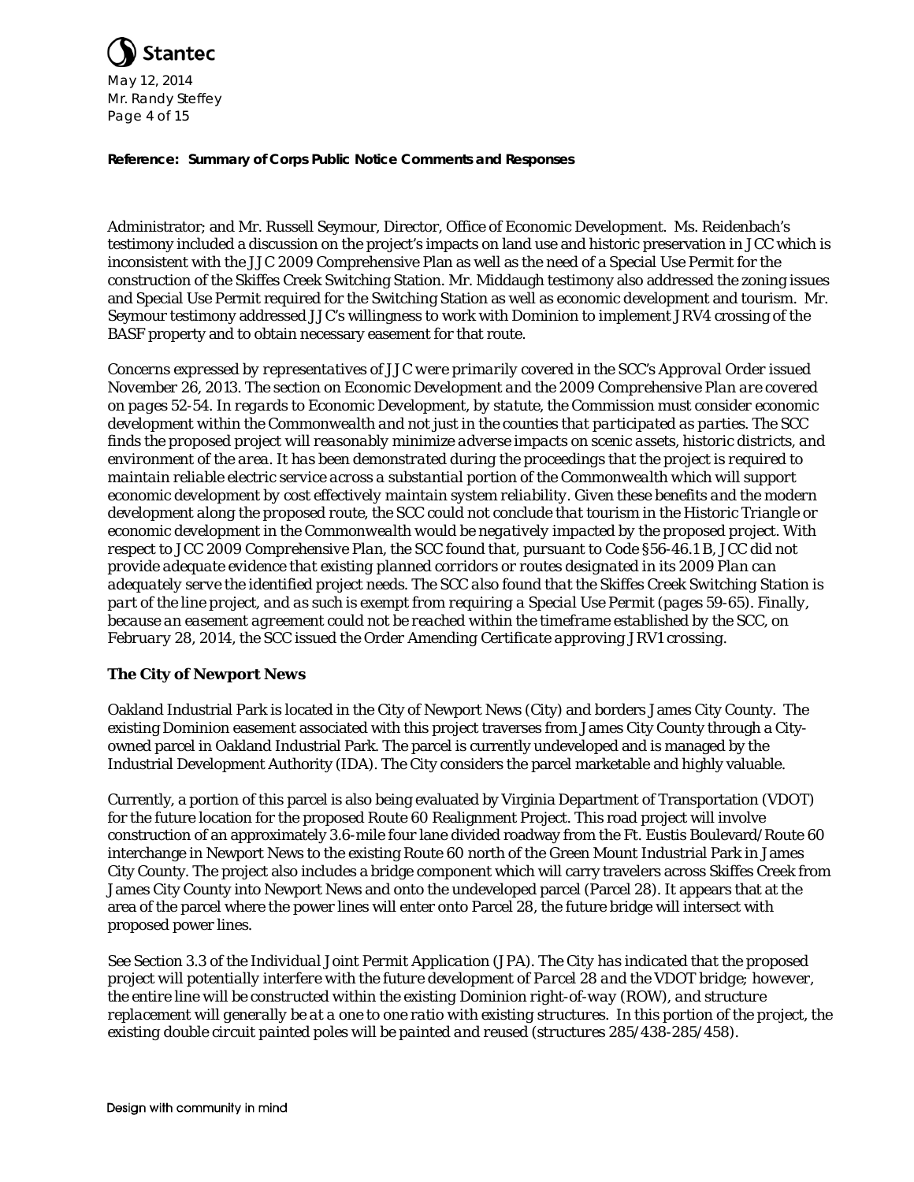**Reference: Summary of Corps Public Notice Comments and Responses**

Administrator; and Mr. Russell Seymour, Director, Office of Economic Development. Ms. Reidenbach's testimony included a discussion on the project's impacts on land use and historic preservation in JCC which is inconsistent with the JJC 2009 Comprehensive Plan as well as the need of a Special Use Permit for the construction of the Skiffes Creek Switching Station. Mr. Middaugh testimony also addressed the zoning issues and Special Use Permit required for the Switching Station as well as economic development and tourism. Mr. Seymour testimony addressed JJC's willingness to work with Dominion to implement JRV4 crossing of the BASF property and to obtain necessary easement for that route.

*Concerns expressed by representatives of JJC were primarily covered in the SCC's Approval Order issued November 26, 2013. The section on Economic Development and the 2009 Comprehensive Plan are covered on pages 52-54. In regards to Economic Development, by statute, the Commission must consider economic development within the Commonwealth and not just in the counties that participated as parties. The SCC finds the proposed project will reasonably minimize adverse impacts on scenic assets, historic districts, and environment of the area. It has been demonstrated during the proceedings that the project is required to maintain reliable electric service across a substantial portion of the Commonwealth which will support economic development by cost effectively maintain system reliability. Given these benefits and the modern development along the proposed route, the SCC could not conclude that tourism in the Historic Triangle or economic development in the Commonwealth would be negatively impacted by the proposed project. With respect to JCC 2009 Comprehensive Plan, the SCC found that, pursuant to Code §56-46.1 B, JCC did not provide adequate evidence that existing planned corridors or routes designated in its 2009 Plan can adequately serve the identified project needs. The SCC also found that the Skiffes Creek Switching Station is part of the line project, and as such is exempt from requiring a Special Use Permit (pages 59-65). Finally, because an easement agreement could not be reached within the timeframe established by the SCC, on February 28, 2014, the SCC issued the Order Amending Certificate approving JRV1 crossing.*

## The City of Newport News

Oakland Industrial Park is located in the City of Newport News (City) and borders James City County. The existing Dominion easement associated with this project traverses from James City County through a City-owned parcel in Oakland Industrial Park. The parcel is currently undeveloped and is managed by the Industrial Development Authority (IDA). The City considers the parcel marketable and highly valuable.

Currently, a portion of this parcel is also being evaluated by Virginia Department of Transportation (VDOT) for the future location for the proposed Route 60 Realignment Project. This road project will involve construction of an approximately 3.6-mile four lane divided roadway from the Ft. Eustis Boulevard/Route 60 interchange in Newport News to the existing Route 60 north of the Green Mount Industrial Park in James City County. The project also includes a bridge component which will carry travelers across Skiffes Creek from James City County into Newport News and onto the undeveloped parcel (Parcel 28). It appears that at the area of the parcel where the power lines will enter onto Parcel 28, the future bridge will intersect with proposed power lines.

*See Section 3.3 of the Individual Joint Permit Application (JPA). The City has indicated that the proposed project will potentially interfere with the future development of Parcel 28 and the VDOT bridge; however, the entire line will be constructed within the existing Dominion right-of-way (ROW), and structure replacement will generally be at a one to one ratio with existing structures. In this portion of the project, the existing double circuit painted poles will be painted and reused (structures 285/438-285/458).*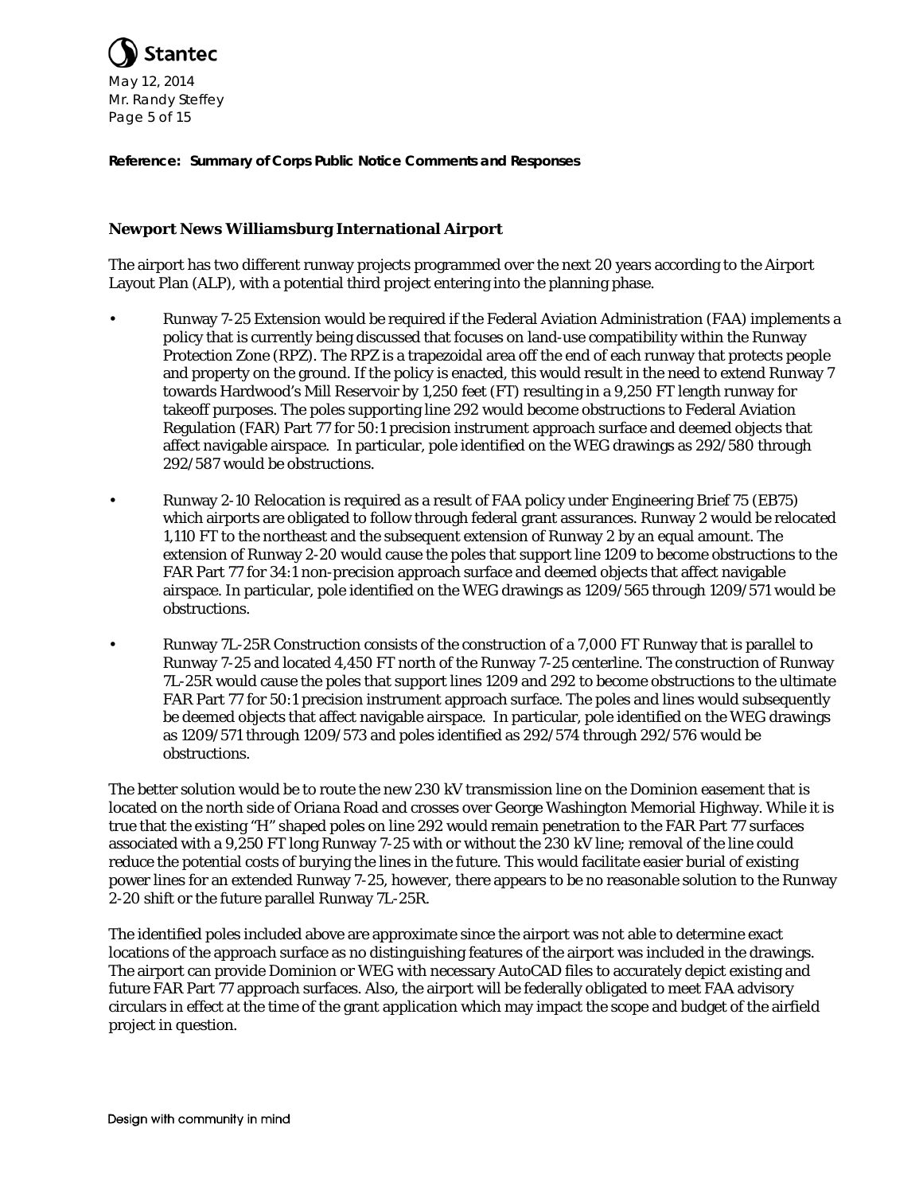**Reference: Summary of Corps Public Notice Comments and Responses**

### Newport News Williamsburg International Airport

The airport has two different runway projects programmed over the next 20 years according to the Airport Layout Plan (ALP), with a potential third project entering into the planning phase.

- Runway 7-25 Extension would be required if the Federal Aviation Administration (FAA) implements a policy that is currently being discussed that focuses on land-use compatibility within the Runway Protection Zone (RPZ). The RPZ is a trapezoidal area off the end of each runway that protects people and property on the ground. If the policy is enacted, this would result in the need to extend Runway 7 towards Hardwood's Mill Reservoir by 1,250 feet (FT) resulting in a 9,250 FT length runway for takeoff purposes. The poles supporting line 292 would become obstructions to Federal Aviation Regulation (FAR) Part 77 for 50:1 precision instrument approach surface and deemed objects that affect navigable airspace. In particular, pole identified on the WEG drawings as 292/580 through 292/587 would be obstructions.
- Runway 2-10 Relocation is required as a result of FAA policy under Engineering Brief 75 (EB75) which airports are obligated to follow through federal grant assurances. Runway 2 would be relocated 1,110 FT to the northeast and the subsequent extension of Runway 2 by an equal amount. The extension of Runway 2-20 would cause the poles that support line 1209 to become obstructions to the FAR Part 77 for 34:1 non-precision approach surface and deemed objects that affect navigable airspace. In particular, pole identified on the WEG drawings as 1209/565 through 1209/571 would be obstructions.
- Runway 7L-25R Construction consists of the construction of a 7,000 FT Runway that is parallel to Runway 7-25 and located 4,450 FT north of the Runway 7-25 centerline. The construction of Runway 7L-25R would cause the poles that support lines 1209 and 292 to become obstructions to the ultimate FAR Part 77 for 50:1 precision instrument approach surface. The poles and lines would subsequently be deemed objects that affect navigable airspace. In particular, pole identified on the WEG drawings as 1209/571 through 1209/573 and poles identified as 292/574 through 292/576 would be obstructions.

The better solution would be to route the new 230 kV transmission line on the Dominion easement that is located on the north side of Oriana Road and crosses over George Washington Memorial Highway. While it is true that the existing "H" shaped poles on line 292 would remain penetration to the FAR Part 77 surfaces associated with a 9,250 FT long Runway 7-25 with or without the 230 kV line; removal of the line could reduce the potential costs of burying the lines in the future. This would facilitate easier burial of existing power lines for an extended Runway 7-25, however, there appears to be no reasonable solution to the Runway 2-20 shift or the future parallel Runway 7L-25R.

The identified poles included above are approximate since the airport was not able to determine exact locations of the approach surface as no distinguishing features of the airport was included in the drawings. The airport can provide Dominion or WEG with necessary AutoCAD files to accurately depict existing and future FAR Part 77 approach surfaces. Also, the airport will be federally obligated to meet FAA advisory circulars in effect at the time of the grant application which may impact the scope and budget of the airfield project in question.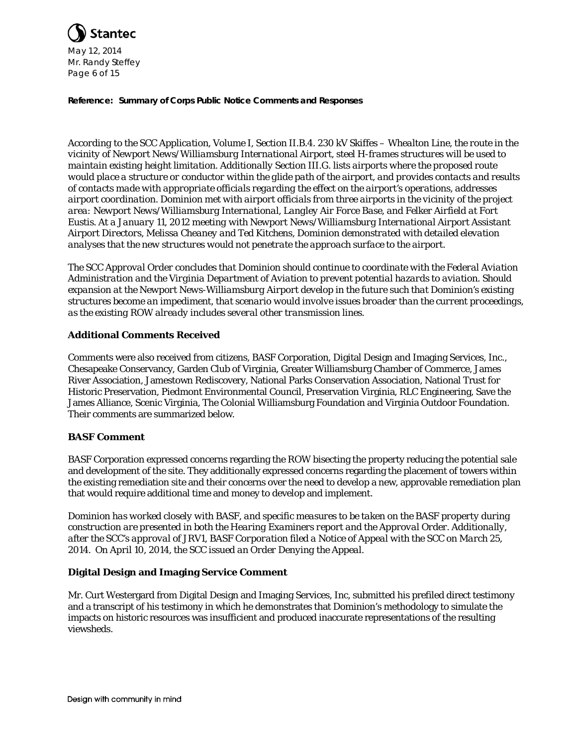**Reference: Summary of Corps Public Notice Comments and Responses**

*According to the SCC Application, Volume I, Section II.B.4. 230 kV Skiffes – Whealton Line, the route in the vicinity of Newport News/Williamsburg International Airport, steel H-frames structures will be used to maintain existing height limitation. Additionally Section III.G. lists airports where the proposed route would place a structure or conductor within the glide path of the airport, and provides contacts and results of contacts made with appropriate officials regarding the effect on the airport's operations, addresses airport coordination. Dominion met with airport officials from three airports in the vicinity of the project area: Newport News/Williamsburg International, Langley Air Force Base, and Felker Airfield at Fort Eustis. At a January 11, 2012 meeting with Newport News/Williamsburg International Airport Assistant Airport Directors, Melissa Cheaney and Ted Kitchens, Dominion demonstrated with detailed elevation analyses that the new structures would not penetrate the approach surface to the airport.*

*The SCC Approval Order concludes that Dominion should continue to coordinate with the Federal Aviation Administration and the Virginia Department of Aviation to prevent potential hazards to aviation. Should expansion at the Newport News-Williamsburg Airport develop in the future such that Dominion's existing structures become an impediment, that scenario would involve issues broader than the current proceedings, as the existing ROW already includes several other transmission lines.*

## Additional Comments Received

Comments were also received from citizens, BASF Corporation, Digital Design and Imaging Services, Inc., Chesapeake Conservancy, Garden Club of Virginia, Greater Williamsburg Chamber of Commerce, James River Association, Jamestown Rediscovery, National Parks Conservation Association, National Trust for Historic Preservation, Piedmont Environmental Council, Preservation Virginia, RLC Engineering, Save the James Alliance, Scenic Virginia, The Colonial Williamsburg Foundation and Virginia Outdoor Foundation. Their comments are summarized below.

## BASF Comment

BASF Corporation expressed concerns regarding the ROW bisecting the property reducing the potential sale and development of the site. They additionally expressed concerns regarding the placement of towers within the existing remediation site and their concerns over the need to develop a new, approvable remediation plan that would require additional time and money to develop and implement.

*Dominion has worked closely with BASF, and specific measures to be taken on the BASF property during construction are presented in both the Hearing Examiners report and the Approval Order. Additionally, after the SCC's approval of JRV1, BASF Corporation filed a Notice of Appeal with the SCC on March 25, 2014. On April 10, 2014, the SCC issued an Order Denying the Appeal.*

## Digital Design and Imaging Service Comment

Mr. Curt Westergard from Digital Design and Imaging Services, Inc, submitted his prefiled direct testimony and a transcript of his testimony in which he demonstrates that Dominion's methodology to simulate the impacts on historic resources was insufficient and produced inaccurate representations of the resulting viewsheds.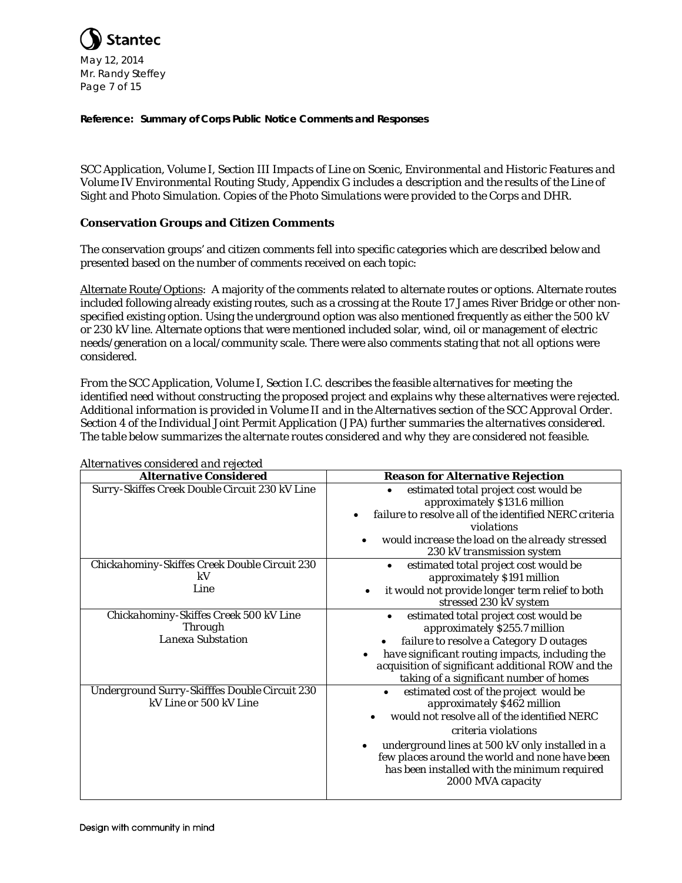**Reference: Summary of Corps Public Notice Comments and Responses**

*SCC Application, Volume I, Section III Impacts of Line on Scenic, Environmental and Historic Features and Volume IV Environmental Routing Study, Appendix G includes a description and the results of the Line of Sight and Photo Simulation. Copies of the Photo Simulations were provided to the Corps and DHR.*

### Conservation Groups and Citizen Comments

The conservation groups' and citizen comments fell into specific categories which are described below and presented based on the number of comments received on each topic:

<u>Alternate Route/Options</u>: A majority of the comments related to alternate routes or options. Alternate routes included following already existing routes, such as a crossing at the Route 17 James River Bridge or other non-specified existing option. Using the underground option was also mentioned frequently as either the 500 kV or 230 kV line. Alternate options that were mentioned included solar, wind, oil or management of electric needs/generation on a local/community scale. There were also comments stating that not all options were considered.

*From the SCC Application, Volume I, Section I.C. describes the feasible alternatives for meeting the identified need without constructing the proposed project and explains why these alternatives were rejected. Additional information is provided in Volume II and in the Alternatives section of the SCC Approval Order. Section 4 of the Individual Joint Permit Application (JPA) further summaries the alternatives considered. The table below summarizes the alternate routes considered and why they are considered not feasible.*

*Alternatives considered and rejected*

| **Alternative Considered** | **Reason for Alternative Rejection** |
|---|---|
| *Surry-Skiffes Creek Double Circuit 230 kV Line* | • *estimated total project cost would be approximately $131.6 million*<br>• *failure to resolve all of the identified NERC criteria violations*<br>• *would increase the load on the already stressed 230 kV transmission system* |
| *Chickahominy-Skiffes Creek Double Circuit 230 kV Line* | • *estimated total project cost would be approximately $191 million*<br>• *it would not provide longer term relief to both stressed 230 kV system* |
| *Chickahominy-Skiffes Creek 500 kV Line Through Lanexa Substation* | • *estimated total project cost would be approximately $255.7 million*<br>• *failure to resolve a Category D outages*<br>• *have significant routing impacts, including the acquisition of significant additional ROW and the taking of a significant number of homes* |
| *Underground Surry-Skifffes Double Circuit 230 kV Line or 500 kV Line* | • *estimated cost of the project would be approximately $462 million*<br>• *would not resolve all of the identified NERC criteria violations*<br>• *underground lines at 500 kV only installed in a few places around the world and none have been has been installed with the minimum required 2000 MVA capacity* |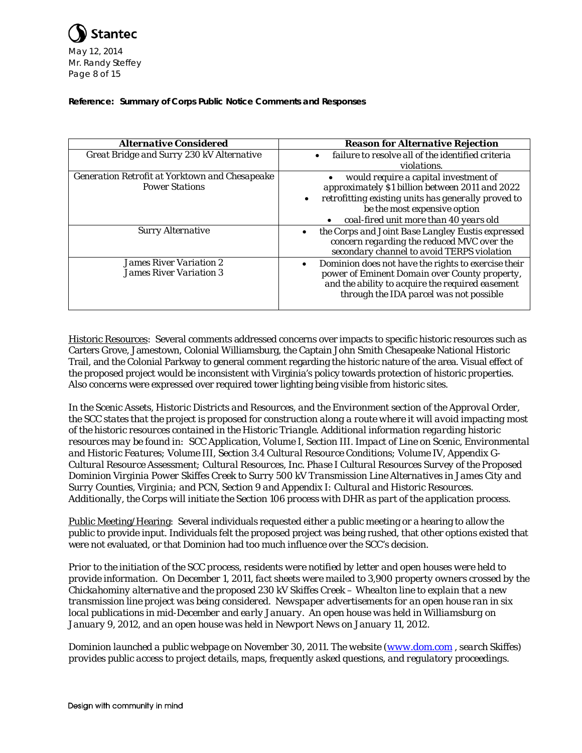**Reference: Summary of Corps Public Notice Comments and Responses**

| *Alternative Considered* | *Reason for Alternative Rejection* |
|---|---|
| *Great Bridge and Surry 230 kV Alternative* | • *failure to resolve all of the identified criteria violations.* |
| *Generation Retrofit at Yorktown and Chesapeake Power Stations* | • *would require a capital investment of approximately $1 billion between 2011 and 2022*<br>• *retrofitting existing units has generally proved to be the most expensive option*<br>• *coal-fired unit more than 40 years old* |
| *Surry Alternative* | • *the Corps and Joint Base Langley Eustis expressed concern regarding the reduced MVC over the secondary channel to avoid TERPS violation* |
| *James River Variation 2*<br>*James River Variation 3* | • *Dominion does not have the rights to exercise their power of Eminent Domain over County property, and the ability to acquire the required easement through the IDA parcel was not possible* |

<u>Historic Resources</u>: Several comments addressed concerns over impacts to specific historic resources such as Carters Grove, Jamestown, Colonial Williamsburg, the Captain John Smith Chesapeake National Historic Trail, and the Colonial Parkway to general comment regarding the historic nature of the area. Visual effect of the proposed project would be inconsistent with Virginia's policy towards protection of historic properties. Also concerns were expressed over required tower lighting being visible from historic sites.

*In the Scenic Assets, Historic Districts and Resources, and the Environment section of the Approval Order, the SCC states that the project is proposed for construction along a route where it will avoid impacting most of the historic resources contained in the Historic Triangle. Additional information regarding historic resources may be found in: SCC Application, Volume I, Section III. Impact of Line on Scenic, Environmental and Historic Features; Volume III, Section 3.4 Cultural Resource Conditions; Volume IV, Appendix G-Cultural Resource Assessment; Cultural Resources, Inc. Phase I Cultural Resources Survey of the Proposed Dominion Virginia Power Skiffes Creek to Surry 500 kV Transmission Line Alternatives in James City and Surry Counties, Virginia; and PCN, Section 9 and Appendix I: Cultural and Historic Resources. Additionally, the Corps will initiate the Section 106 process with DHR as part of the application process.*

<u>Public Meeting/Hearing</u>: Several individuals requested either a public meeting or a hearing to allow the public to provide input. Individuals felt the proposed project was being rushed, that other options existed that were not evaluated, or that Dominion had too much influence over the SCC's decision.

*Prior to the initiation of the SCC process, residents were notified by letter and open houses were held to provide information. On December 1, 2011, fact sheets were mailed to 3,900 property owners crossed by the Chickahominy alternative and the proposed 230 kV Skiffes Creek – Whealton line to explain that a new transmission line project was being considered. Newspaper advertisements for an open house ran in six local publications in mid-December and early January. An open house was held in Williamsburg on January 9, 2012, and an open house was held in Newport News on January 11, 2012.*

*Dominion launched a public webpage on November 30, 2011. The website (www.dom.com , search Skiffes) provides public access to project details, maps, frequently asked questions, and regulatory proceedings.*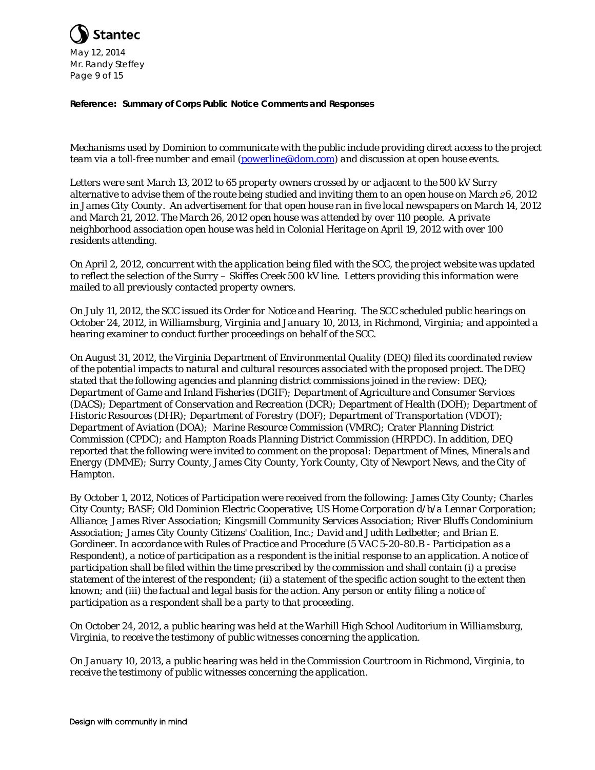**Reference: Summary of Corps Public Notice Comments and Responses**

*Mechanisms used by Dominion to communicate with the public include providing direct access to the project team via a toll-free number and email ([powerline@dom.com](mailto:powerline@dom.com)) and discussion at open house events.*

*Letters were sent March 13, 2012 to 65 property owners crossed by or adjacent to the 500 kV Surry alternative to advise them of the route being studied and inviting them to an open house on March 26, 2012 in James City County. An advertisement for that open house ran in five local newspapers on March 14, 2012 and March 21, 2012. The March 26, 2012 open house was attended by over 110 people. A private neighborhood association open house was held in Colonial Heritage on April 19, 2012 with over 100 residents attending.*

*On April 2, 2012, concurrent with the application being filed with the SCC, the project website was updated to reflect the selection of the Surry – Skiffes Creek 500 kV line. Letters providing this information were mailed to all previously contacted property owners.*

*On July 11, 2012, the SCC issued its Order for Notice and Hearing. The SCC scheduled public hearings on October 24, 2012, in Williamsburg, Virginia and January 10, 2013, in Richmond, Virginia; and appointed a hearing examiner to conduct further proceedings on behalf of the SCC.*

*On August 31, 2012, the Virginia Department of Environmental Quality (DEQ) filed its coordinated review of the potential impacts to natural and cultural resources associated with the proposed project. The DEQ stated that the following agencies and planning district commissions joined in the review: DEQ; Department of Game and Inland Fisheries (DGIF); Department of Agriculture and Consumer Services (DACS); Department of Conservation and Recreation (DCR); Department of Health (DOH); Department of Historic Resources (DHR); Department of Forestry (DOF); Department of Transportation (VDOT); Department of Aviation (DOA); Marine Resource Commission (VMRC); Crater Planning District Commission (CPDC); and Hampton Roads Planning District Commission (HRPDC). In addition, DEQ reported that the following were invited to comment on the proposal: Department of Mines, Minerals and Energy (DMME); Surry County, James City County, York County, City of Newport News, and the City of Hampton.*

*By October 1, 2012, Notices of Participation were received from the following: James City County; Charles City County; BASF; Old Dominion Electric Cooperative; US Home Corporation d/b/a Lennar Corporation; Alliance; James River Association; Kingsmill Community Services Association; River Bluffs Condominium Association; James City County Citizens' Coalition, Inc.; David and Judith Ledbetter; and Brian E. Gordineer. In accordance with Rules of Practice and Procedure (5 VAC 5-20-80.B - Participation as a Respondent), a notice of participation as a respondent is the initial response to an application. A notice of participation shall be filed within the time prescribed by the commission and shall contain (i) a precise statement of the interest of the respondent; (ii) a statement of the specific action sought to the extent then known; and (iii) the factual and legal basis for the action. Any person or entity filing a notice of participation as a respondent shall be a party to that proceeding.*

*On October 24, 2012, a public hearing was held at the Warhill High School Auditorium in Williamsburg, Virginia, to receive the testimony of public witnesses concerning the application.*

*On January 10, 2013, a public hearing was held in the Commission Courtroom in Richmond, Virginia, to receive the testimony of public witnesses concerning the application.*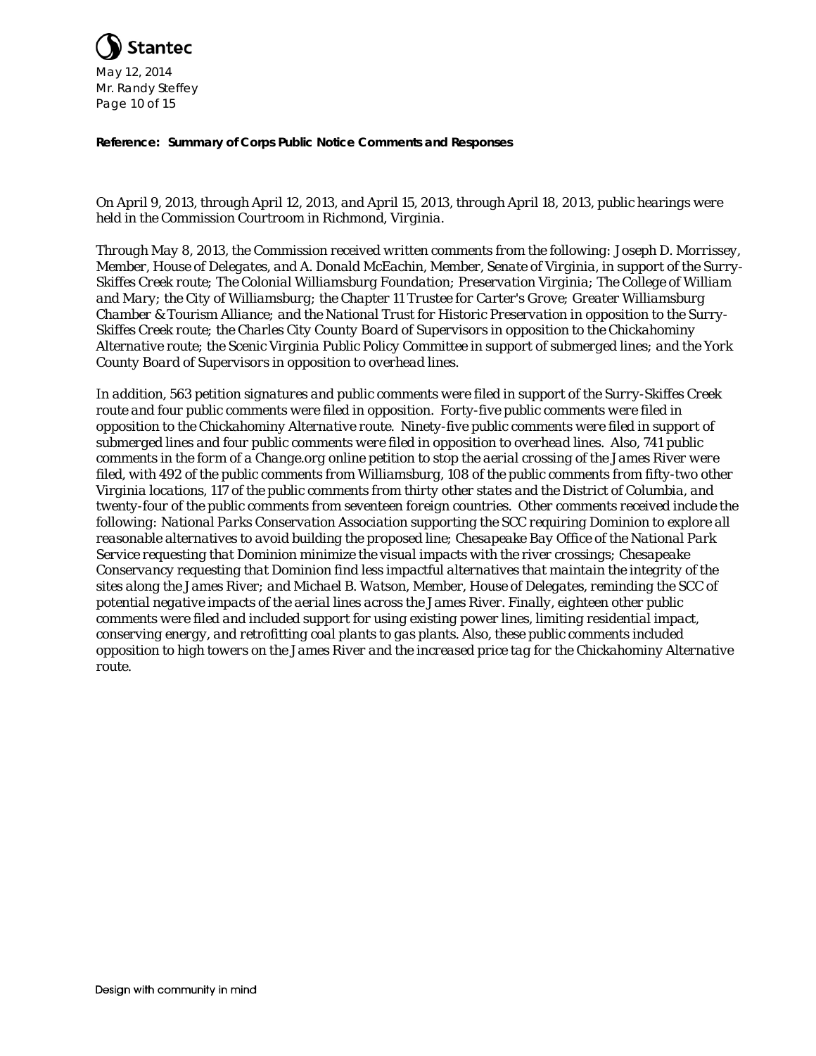**Reference: Summary of Corps Public Notice Comments and Responses**

*On April 9, 2013, through April 12, 2013, and April 15, 2013, through April 18, 2013, public hearings were held in the Commission Courtroom in Richmond, Virginia.*

*Through May 8, 2013, the Commission received written comments from the following: Joseph D. Morrissey, Member, House of Delegates, and A. Donald McEachin, Member, Senate of Virginia, in support of the Surry-Skiffes Creek route; The Colonial Williamsburg Foundation; Preservation Virginia; The College of William and Mary; the City of Williamsburg; the Chapter 11 Trustee for Carter's Grove; Greater Williamsburg Chamber & Tourism Alliance; and the National Trust for Historic Preservation in opposition to the Surry-Skiffes Creek route; the Charles City County Board of Supervisors in opposition to the Chickahominy Alternative route; the Scenic Virginia Public Policy Committee in support of submerged lines; and the York County Board of Supervisors in opposition to overhead lines.*

*In addition, 563 petition signatures and public comments were filed in support of the Surry-Skiffes Creek route and four public comments were filed in opposition. Forty-five public comments were filed in opposition to the Chickahominy Alternative route. Ninety-five public comments were filed in support of submerged lines and four public comments were filed in opposition to overhead lines. Also, 741 public comments in the form of a Change.org online petition to stop the aerial crossing of the James River were filed, with 492 of the public comments from Williamsburg, 108 of the public comments from fifty-two other Virginia locations, 117 of the public comments from thirty other states and the District of Columbia, and twenty-four of the public comments from seventeen foreign countries. Other comments received include the following: National Parks Conservation Association supporting the SCC requiring Dominion to explore all reasonable alternatives to avoid building the proposed line; Chesapeake Bay Office of the National Park Service requesting that Dominion minimize the visual impacts with the river crossings; Chesapeake Conservancy requesting that Dominion find less impactful alternatives that maintain the integrity of the sites along the James River; and Michael B. Watson, Member, House of Delegates, reminding the SCC of potential negative impacts of the aerial lines across the James River. Finally, eighteen other public comments were filed and included support for using existing power lines, limiting residential impact, conserving energy, and retrofitting coal plants to gas plants. Also, these public comments included opposition to high towers on the James River and the increased price tag for the Chickahominy Alternative route.*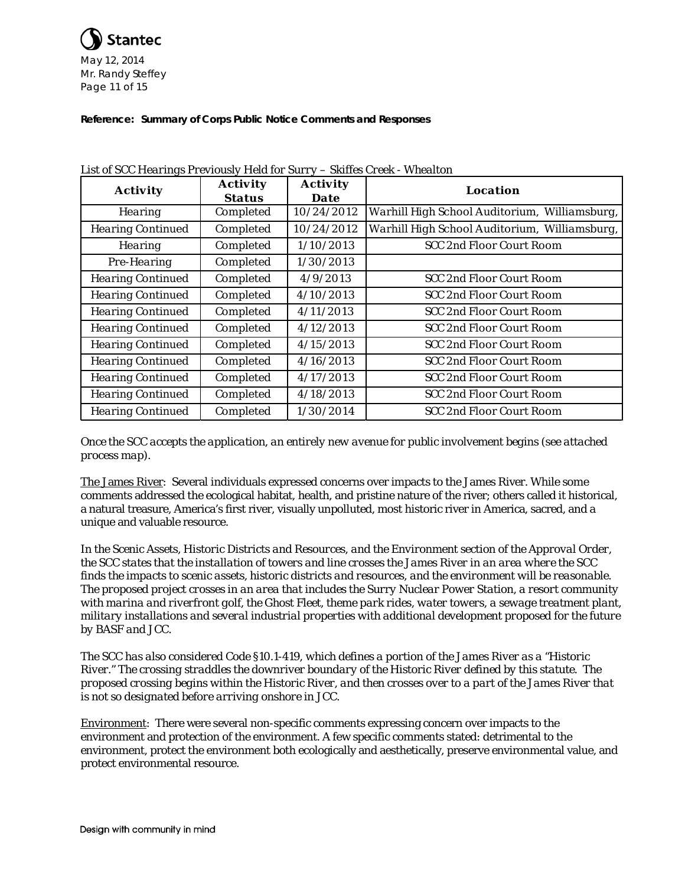**Reference: Summary of Corps Public Notice Comments and Responses**

*List of SCC Hearings Previously Held for Surry – Skiffes Creek - Whealton*

| Activity | Activity Status | Activity Date | Location |
|---|---|---|---|
| Hearing | Completed | 10/24/2012 | Warhill High School Auditorium, Williamsburg, |
| Hearing Continued | Completed | 10/24/2012 | Warhill High School Auditorium, Williamsburg, |
| Hearing | Completed | 1/10/2013 | SCC 2nd Floor Court Room |
| Pre-Hearing | Completed | 1/30/2013 | |
| Hearing Continued | Completed | 4/9/2013 | SCC 2nd Floor Court Room |
| Hearing Continued | Completed | 4/10/2013 | SCC 2nd Floor Court Room |
| Hearing Continued | Completed | 4/11/2013 | SCC 2nd Floor Court Room |
| Hearing Continued | Completed | 4/12/2013 | SCC 2nd Floor Court Room |
| Hearing Continued | Completed | 4/15/2013 | SCC 2nd Floor Court Room |
| Hearing Continued | Completed | 4/16/2013 | SCC 2nd Floor Court Room |
| Hearing Continued | Completed | 4/17/2013 | SCC 2nd Floor Court Room |
| Hearing Continued | Completed | 4/18/2013 | SCC 2nd Floor Court Room |
| Hearing Continued | Completed | 1/30/2014 | SCC 2nd Floor Court Room |

*Once the SCC accepts the application, an entirely new avenue for public involvement begins (see attached process map).*

The James River: Several individuals expressed concerns over impacts to the James River. While some comments addressed the ecological habitat, health, and pristine nature of the river; others called it historical, a natural treasure, America's first river, visually unpolluted, most historic river in America, sacred, and a unique and valuable resource.

*In the Scenic Assets, Historic Districts and Resources, and the Environment section of the Approval Order, the SCC states that the installation of towers and line crosses the James River in an area where the SCC finds the impacts to scenic assets, historic districts and resources, and the environment will be reasonable. The proposed project crosses in an area that includes the Surry Nuclear Power Station, a resort community with marina and riverfront golf, the Ghost Fleet, theme park rides, water towers, a sewage treatment plant, military installations and several industrial properties with additional development proposed for the future by BASF and JCC.*

*The SCC has also considered Code §10.1-419, which defines a portion of the James River as a "Historic River." The crossing straddles the downriver boundary of the Historic River defined by this statute. The proposed crossing begins within the Historic River, and then crosses over to a part of the James River that is not so designated before arriving onshore in JCC.*

Environment: There were several non-specific comments expressing concern over impacts to the environment and protection of the environment. A few specific comments stated: detrimental to the environment, protect the environment both ecologically and aesthetically, preserve environmental value, and protect environmental resource.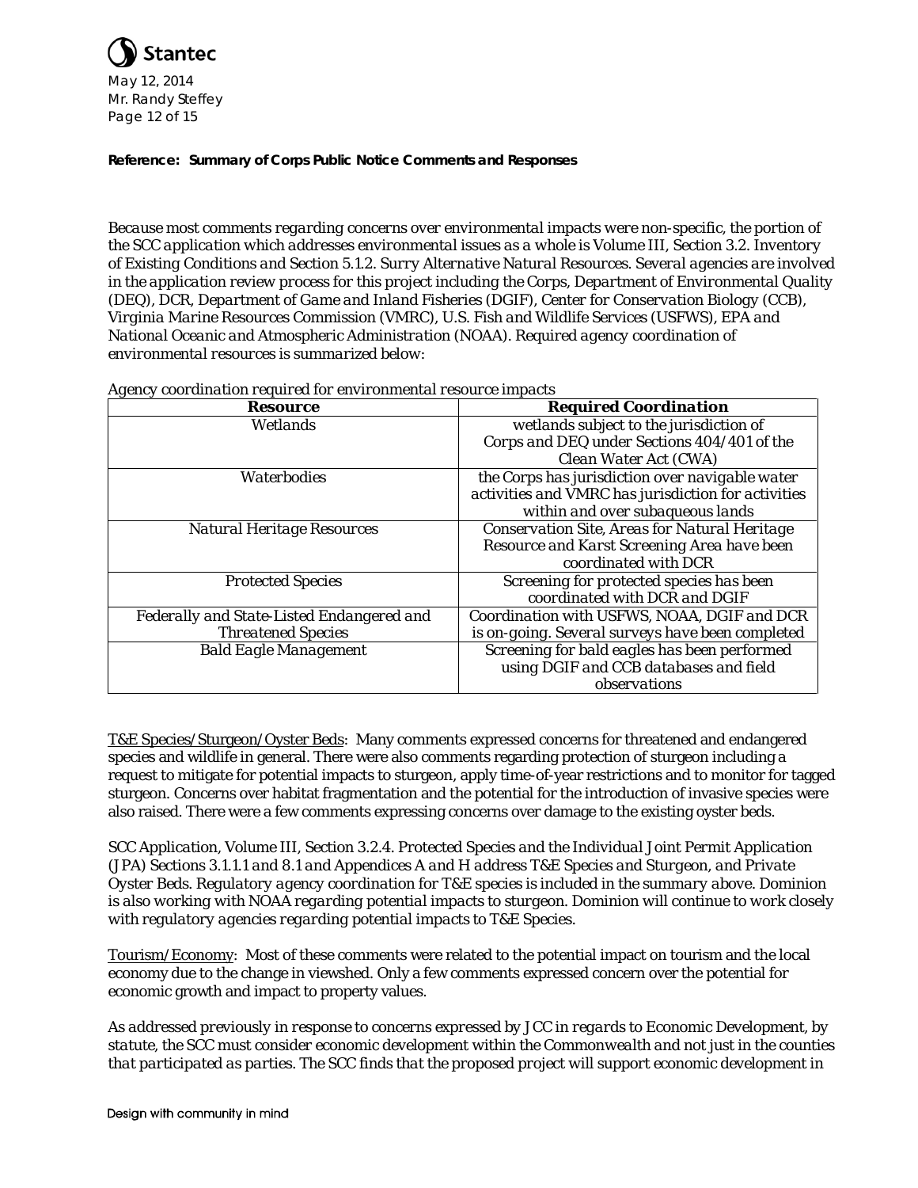**Reference: Summary of Corps Public Notice Comments and Responses**

*Because most comments regarding concerns over environmental impacts were non-specific, the portion of the SCC application which addresses environmental issues as a whole is Volume III, Section 3.2. Inventory of Existing Conditions and Section 5.1.2. Surry Alternative Natural Resources. Several agencies are involved in the application review process for this project including the Corps, Department of Environmental Quality (DEQ), DCR, Department of Game and Inland Fisheries (DGIF), Center for Conservation Biology (CCB), Virginia Marine Resources Commission (VMRC), U.S. Fish and Wildlife Services (USFWS), EPA and National Oceanic and Atmospheric Administration (NOAA). Required agency coordination of environmental resources is summarized below:*

*Agency coordination required for environmental resource impacts*

| ***Resource*** | ***Required Coordination*** |
|---|---|
| *Wetlands* | *wetlands subject to the jurisdiction of Corps and DEQ under Sections 404/401 of the Clean Water Act (CWA)* |
| *Waterbodies* | *the Corps has jurisdiction over navigable water activities and VMRC has jurisdiction for activities within and over subaqueous lands* |
| *Natural Heritage Resources* | *Conservation Site, Areas for Natural Heritage Resource and Karst Screening Area have been coordinated with DCR* |
| *Protected Species* | *Screening for protected species has been coordinated with DCR and DGIF* |
| *Federally and State-Listed Endangered and Threatened Species* | *Coordination with USFWS, NOAA, DGIF and DCR is on-going. Several surveys have been completed* |
| *Bald Eagle Management* | *Screening for bald eagles has been performed using DGIF and CCB databases and field observations* |

T&E Species/Sturgeon/Oyster Beds: Many comments expressed concerns for threatened and endangered species and wildlife in general. There were also comments regarding protection of sturgeon including a request to mitigate for potential impacts to sturgeon, apply time-of-year restrictions and to monitor for tagged sturgeon. Concerns over habitat fragmentation and the potential for the introduction of invasive species were also raised. There were a few comments expressing concerns over damage to the existing oyster beds.

*SCC Application, Volume III, Section 3.2.4. Protected Species and the Individual Joint Permit Application (JPA) Sections 3.1.1.1 and 8.1 and Appendices A and H address T&E Species and Sturgeon, and Private Oyster Beds. Regulatory agency coordination for T&E species is included in the summary above. Dominion is also working with NOAA regarding potential impacts to sturgeon. Dominion will continue to work closely with regulatory agencies regarding potential impacts to T&E Species.*

Tourism/Economy: Most of these comments were related to the potential impact on tourism and the local economy due to the change in viewshed. Only a few comments expressed concern over the potential for economic growth and impact to property values.

*As addressed previously in response to concerns expressed by JCC in regards to Economic Development, by statute, the SCC must consider economic development within the Commonwealth and not just in the counties that participated as parties. The SCC finds that the proposed project will support economic development in*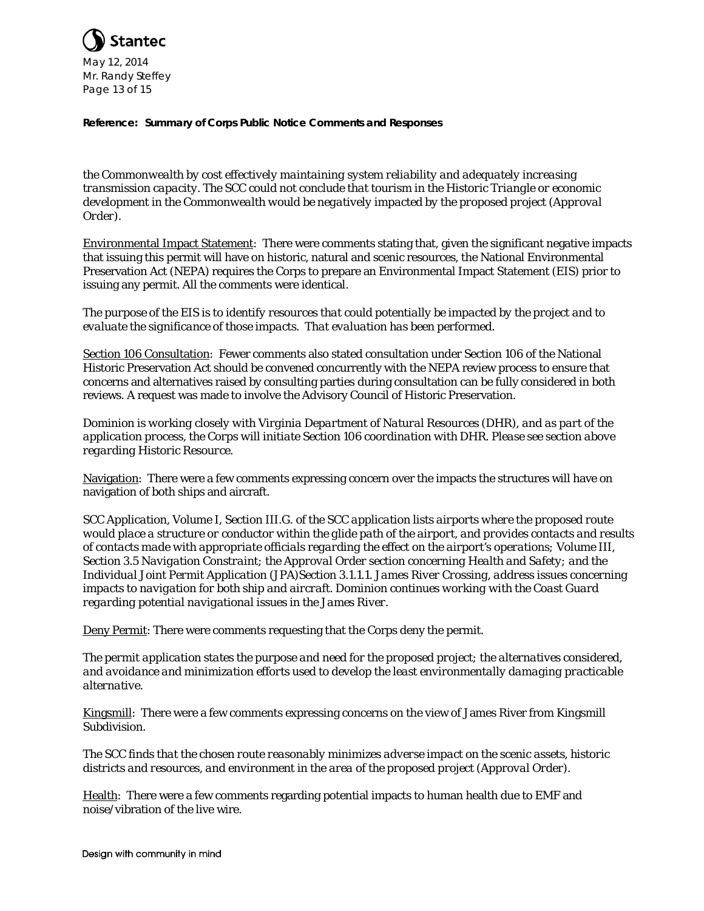*the Commonwealth by cost effectively maintaining system reliability and adequately increasing transmission capacity. The SCC could not conclude that tourism in the Historic Triangle or economic development in the Commonwealth would be negatively impacted by the proposed project (Approval Order).*

Environmental Impact Statement: There were comments stating that, given the significant negative impacts that issuing this permit will have on historic, natural and scenic resources, the National Environmental Preservation Act (NEPA) requires the Corps to prepare an Environmental Impact Statement (EIS) prior to issuing any permit. All the comments were identical.

*The purpose of the EIS is to identify resources that could potentially be impacted by the project and to evaluate the significance of those impacts. That evaluation has been performed.*

Section 106 Consultation: Fewer comments also stated consultation under Section 106 of the National Historic Preservation Act should be convened concurrently with the NEPA review process to ensure that concerns and alternatives raised by consulting parties during consultation can be fully considered in both reviews. A request was made to involve the Advisory Council of Historic Preservation.

*Dominion is working closely with Virginia Department of Natural Resources (DHR), and as part of the application process, the Corps will initiate Section 106 coordination with DHR. Please see section above regarding Historic Resource.*

Navigation: There were a few comments expressing concern over the impacts the structures will have on navigation of both ships and aircraft.

*SCC Application, Volume I, Section III.G. of the SCC application lists airports where the proposed route would place a structure or conductor within the glide path of the airport, and provides contacts and results of contacts made with appropriate officials regarding the effect on the airport's operations; Volume III, Section 3.5 Navigation Constraint; the Approval Order section concerning Health and Safety; and the Individual Joint Permit Application (JPA)Section 3.1.1.1. James River Crossing, address issues concerning impacts to navigation for both ship and aircraft. Dominion continues working with the Coast Guard regarding potential navigational issues in the James River.*

Deny Permit: There were comments requesting that the Corps deny the permit.

*The permit application states the purpose and need for the proposed project; the alternatives considered, and avoidance and minimization efforts used to develop the least environmentally damaging practicable alternative.*

Kingsmill: There were a few comments expressing concerns on the view of James River from Kingsmill Subdivision.

*The SCC finds that the chosen route reasonably minimizes adverse impact on the scenic assets, historic districts and resources, and environment in the area of the proposed project (Approval Order).*

Health: There were a few comments regarding potential impacts to human health due to EMF and noise/vibration of the live wire.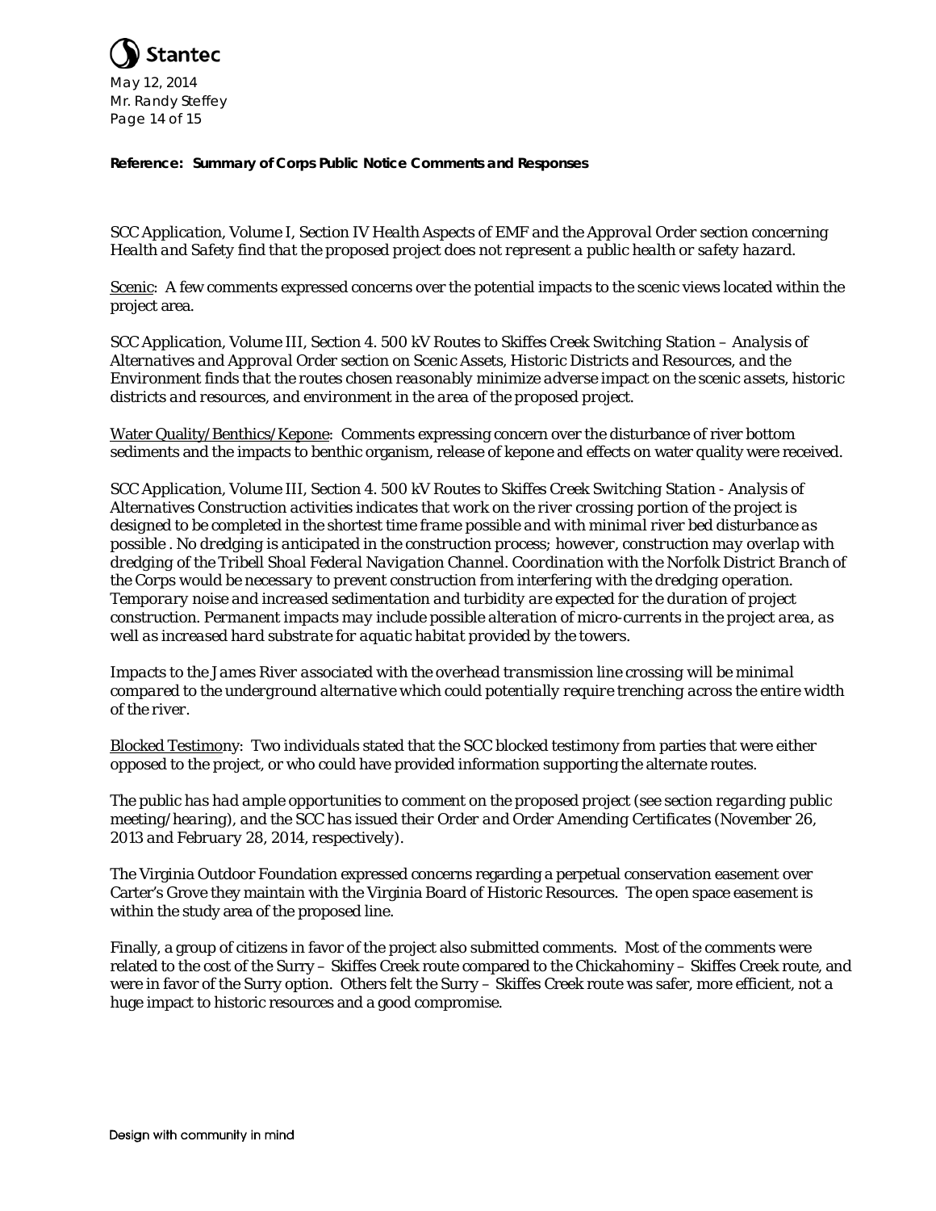**Reference: Summary of Corps Public Notice Comments and Responses**

*SCC Application, Volume I, Section IV Health Aspects of EMF and the Approval Order section concerning Health and Safety find that the proposed project does not represent a public health or safety hazard.*

Scenic: A few comments expressed concerns over the potential impacts to the scenic views located within the project area.

*SCC Application, Volume III, Section 4. 500 kV Routes to Skiffes Creek Switching Station – Analysis of Alternatives and Approval Order section on Scenic Assets, Historic Districts and Resources, and the Environment finds that the routes chosen reasonably minimize adverse impact on the scenic assets, historic districts and resources, and environment in the area of the proposed project.*

Water Quality/Benthics/Kepone: Comments expressing concern over the disturbance of river bottom sediments and the impacts to benthic organism, release of kepone and effects on water quality were received.

*SCC Application, Volume III, Section 4. 500 kV Routes to Skiffes Creek Switching Station - Analysis of Alternatives Construction activities indicates that work on the river crossing portion of the project is designed to be completed in the shortest time frame possible and with minimal river bed disturbance as possible . No dredging is anticipated in the construction process; however, construction may overlap with dredging of the Tribell Shoal Federal Navigation Channel. Coordination with the Norfolk District Branch of the Corps would be necessary to prevent construction from interfering with the dredging operation. Temporary noise and increased sedimentation and turbidity are expected for the duration of project construction. Permanent impacts may include possible alteration of micro-currents in the project area, as well as increased hard substrate for aquatic habitat provided by the towers.*

*Impacts to the James River associated with the overhead transmission line crossing will be minimal compared to the underground alternative which could potentially require trenching across the entire width of the river.*

Blocked Testimony: Two individuals stated that the SCC blocked testimony from parties that were either opposed to the project, or who could have provided information supporting the alternate routes.

*The public has had ample opportunities to comment on the proposed project (see section regarding public meeting/hearing), and the SCC has issued their Order and Order Amending Certificates (November 26, 2013 and February 28, 2014, respectively).*

The Virginia Outdoor Foundation expressed concerns regarding a perpetual conservation easement over Carter's Grove they maintain with the Virginia Board of Historic Resources. The open space easement is within the study area of the proposed line.

Finally, a group of citizens in favor of the project also submitted comments. Most of the comments were related to the cost of the Surry – Skiffes Creek route compared to the Chickahominy – Skiffes Creek route, and were in favor of the Surry option. Others felt the Surry – Skiffes Creek route was safer, more efficient, not a huge impact to historic resources and a good compromise.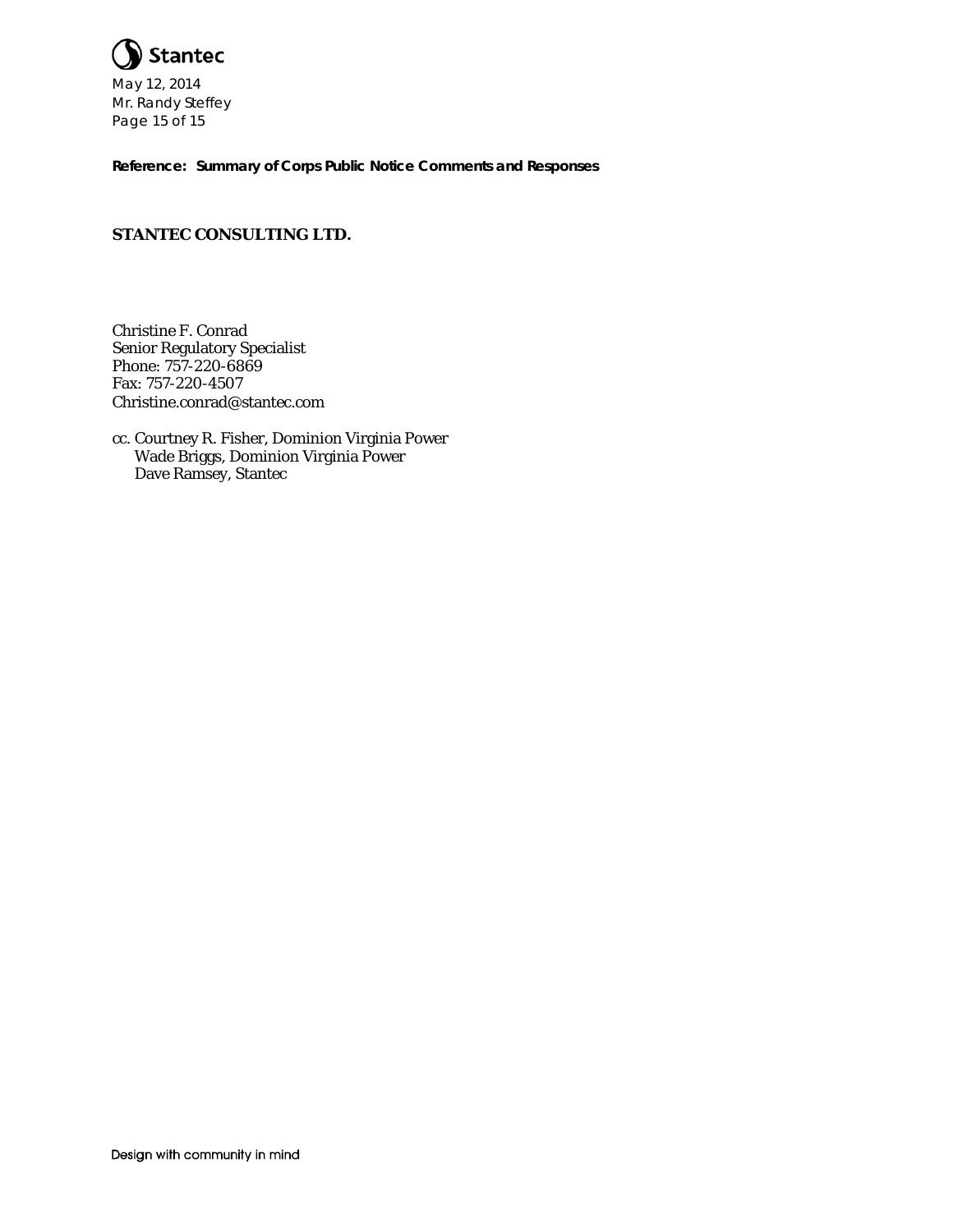**Reference: Summary of Corps Public Notice Comments and Responses**

**STANTEC CONSULTING LTD.**

Christine F. Conrad
Senior Regulatory Specialist
Phone: 757-220-6869
Fax: 757-220-4507
Christine.conrad@stantec.com

cc. Courtney R. Fisher, Dominion Virginia Power
Wade Briggs, Dominion Virginia Power
Dave Ramsey, Stantec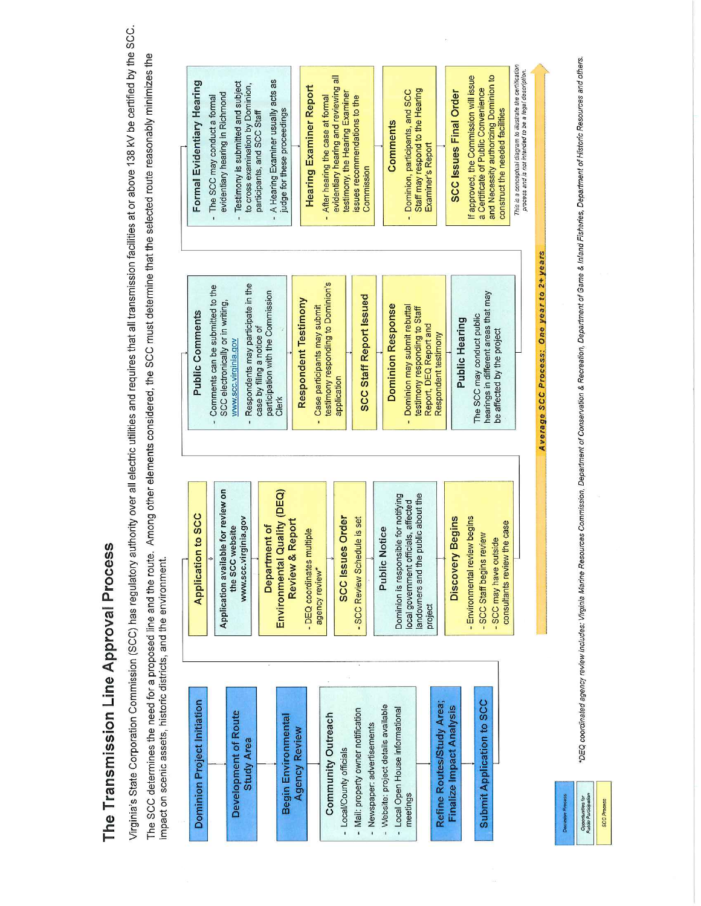# The Transmission Line Approval Process

Virginia's State Corporation Commission (SCC) has regulatory authority over all electric utilities and requires that all transmission facilities at or above 138 kV be certified by the SCC.

The SCC determines the need for a proposed line and the route. Among other elements considered, the SCC must determine that the selected route reasonably minimizes the impact on scenic assets, historic districts, and the environment.

### Dominion Project Initiation

### Development of Route Study Area

### Begin Environmental Agency Review

### Community Outreach

- Local/County officials
- Mail: property owner notification
- Newspaper: advertisements
- Website: project details available
- Local Open House informational meetings

### Refine Routes/Study Area; Finalize Impact Analysis

### Submit Application to SCC

### Application to SCC

Application available for review on the SCC website www.scc.virginia.gov

### Department of Environmental Quality (DEQ) Review & Report

- DEQ coordinates multiple agency review*

### SCC Issues Order

- SCC Review Schedule is set

### Public Notice

Dominion is responsible for notifying local government officials, affected landowners and the public about the project

### Discovery Begins

- Environmental review begins
- SCC Staff begins review
- SCC may have outside consultants review the case

### Public Comments

- Comments can be submitted to the SCC electronically or in writing, www.scc.virginia.gov
- Respondents may participate in the case by filing a notice of participation with the Commission Clerk

### Respondent Testimony

- Case participants may submit testimony responding to Dominion's application

### SCC Staff Report Issued

### Dominion Response

- Dominion may submit rebuttal testimony responding to Staff Report, DEQ Report and Respondent testimony

### Public Hearing

The SCC may conduct public hearings in different areas that may be affected by the project

### Formal Evidentiary Hearing

- The SCC may conduct a formal evidentiary hearing in Richmond
- Testimony is submitted and subject to cross examination by Dominion, participants, and SCC Staff
- A Hearing Examiner usually acts as judge for these proceedings

### Hearing Examiner Report

- After hearing the case at formal evidentiary hearing and reviewing all testimony, the Hearing Examiner issues recommendations to the Commission

### Comments

- Dominion, participants, and SCC Staff may respond to the Hearing Examiner's Report

### SCC Issues Final Order

If approved, the Commission will issue a Certificate of Public Convenience and Necessity authorizing Dominion to construct the needed facilities

*Average SCC Process: One year to 2+ years*

*This is a conceptual diagram to illustrate the certification process and is not intended to be a legal description.*

Legend: Dominion Process; Opportunities for Public Participation; SCC Process

*DEQ coordinated agency review includes: Virginia Marine Resources Commission, Department of Conservation & Recreation, Department of Game & Inland Fisheries, Department of Historic Resources and others.